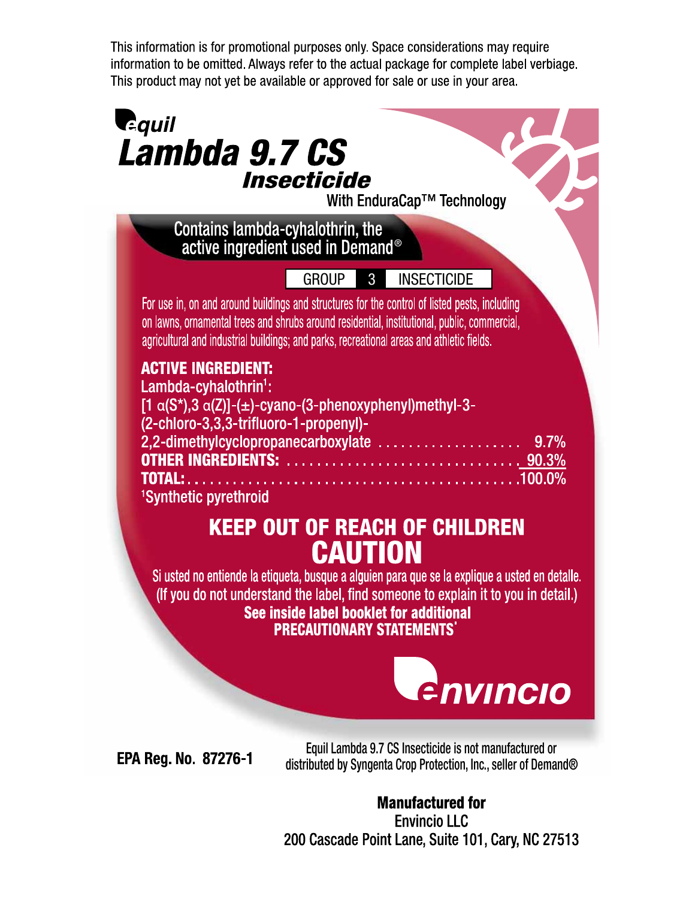This information is for promotional purposes only. Space considerations may require information to be omitted. Always refer to the actual package for complete label verbiage. This product may not yet be available or approved for sale or use in your area.

# Equil Lambda 9.7 CS Insecticide

With EnduraCap™ Technology

**Contains lambda-cyhalothrin, the active ingredient used in Demand®**

| GROUP | 3 | INSECTICIDE |
|---|---|---|

For use in, on and around buildings and structures for the control of listed pests, including on lawns, ornamental trees and shrubs around residential, institutional, public, commercial, agricultural and industrial buildings; and parks, recreational areas and athletic fields.

**ACTIVE INGREDIENT:**

Lambda-cyhalothrin[1]:
[1 α(S*),3 α(Z)]-(±)-cyano-(3-phenoxyphenyl)methyl-3-(2-chloro-3,3,3-trifluoro-1-propenyl)-2,2-dimethylcyclopropanecarboxylate .................. 9.7%
**OTHER INGREDIENTS:** .............................. 90.3%
**TOTAL:** .............................................. 100.0%

[1]Synthetic pyrethroid

## KEEP OUT OF REACH OF CHILDREN
## CAUTION

Si usted no entiende la etiqueta, busque a alguien para que se la explique a usted en detalle. (If you do not understand the label, find someone to explain it to you in detail.)

**See inside label booklet for additional PRECAUTIONARY STATEMENTS**

envincio

**EPA Reg. No. 87276-1**

Equil Lambda 9.7 CS Insecticide is not manufactured or distributed by Syngenta Crop Protection, Inc., seller of Demand®

**Manufactured for**
Envincio LLC
200 Cascade Point Lane, Suite 101, Cary, NC 27513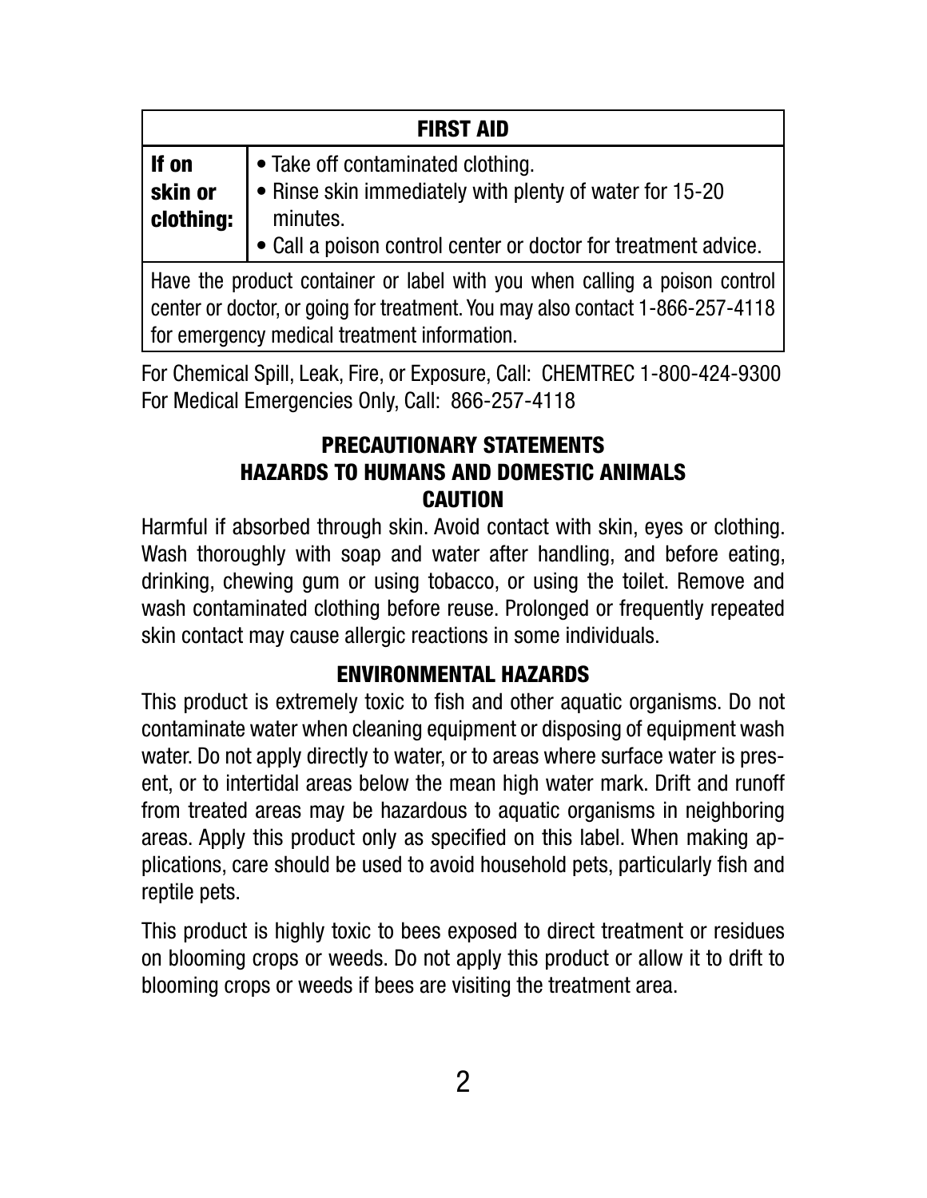| FIRST AID | |
|---|---|
| **If on skin or clothing:** | • Take off contaminated clothing.<br>• Rinse skin immediately with plenty of water for 15-20 minutes.<br>• Call a poison control center or doctor for treatment advice. |
| Have the product container or label with you when calling a poison control center or doctor, or going for treatment. You may also contact 1-866-257-4118 for emergency medical treatment information. | |

For Chemical Spill, Leak, Fire, or Exposure, Call: CHEMTREC 1-800-424-9300
For Medical Emergencies Only, Call: 866-257-4118

## PRECAUTIONARY STATEMENTS
## HAZARDS TO HUMANS AND DOMESTIC ANIMALS
## CAUTION

Harmful if absorbed through skin. Avoid contact with skin, eyes or clothing. Wash thoroughly with soap and water after handling, and before eating, drinking, chewing gum or using tobacco, or using the toilet. Remove and wash contaminated clothing before reuse. Prolonged or frequently repeated skin contact may cause allergic reactions in some individuals.

## ENVIRONMENTAL HAZARDS

This product is extremely toxic to fish and other aquatic organisms. Do not contaminate water when cleaning equipment or disposing of equipment wash water. Do not apply directly to water, or to areas where surface water is present, or to intertidal areas below the mean high water mark. Drift and runoff from treated areas may be hazardous to aquatic organisms in neighboring areas. Apply this product only as specified on this label. When making applications, care should be used to avoid household pets, particularly fish and reptile pets.

This product is highly toxic to bees exposed to direct treatment or residues on blooming crops or weeds. Do not apply this product or allow it to drift to blooming crops or weeds if bees are visiting the treatment area.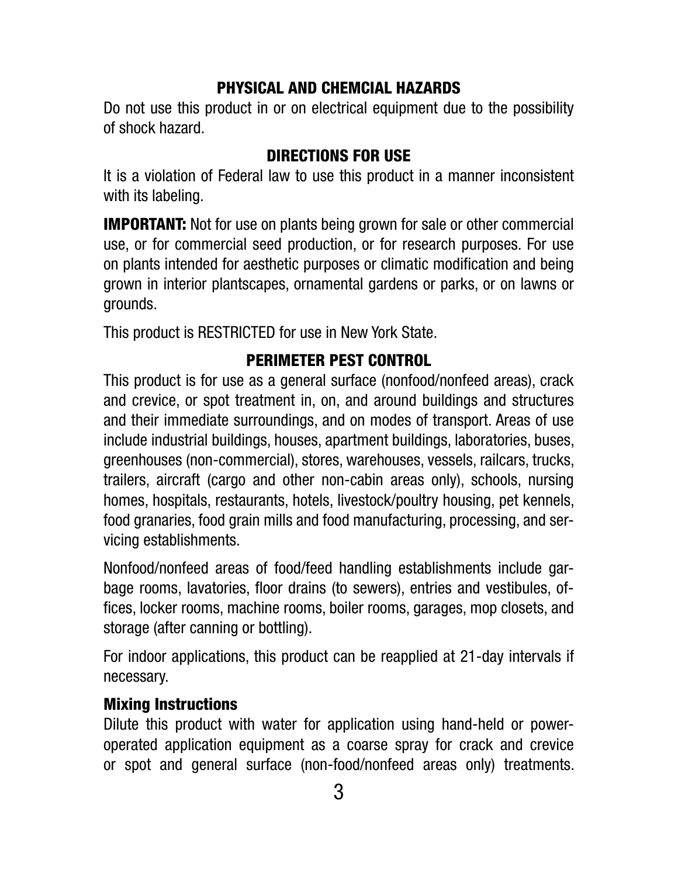## PHYSICAL AND CHEMCIAL HAZARDS

Do not use this product in or on electrical equipment due to the possibility of shock hazard.

## DIRECTIONS FOR USE

It is a violation of Federal law to use this product in a manner inconsistent with its labeling.

**IMPORTANT:** Not for use on plants being grown for sale or other commercial use, or for commercial seed production, or for research purposes. For use on plants intended for aesthetic purposes or climatic modification and being grown in interior plantscapes, ornamental gardens or parks, or on lawns or grounds.

This product is RESTRICTED for use in New York State.

## PERIMETER PEST CONTROL

This product is for use as a general surface (nonfood/nonfeed areas), crack and crevice, or spot treatment in, on, and around buildings and structures and their immediate surroundings, and on modes of transport. Areas of use include industrial buildings, houses, apartment buildings, laboratories, buses, greenhouses (non-commercial), stores, warehouses, vessels, railcars, trucks, trailers, aircraft (cargo and other non-cabin areas only), schools, nursing homes, hospitals, restaurants, hotels, livestock/poultry housing, pet kennels, food granaries, food grain mills and food manufacturing, processing, and servicing establishments.

Nonfood/nonfeed areas of food/feed handling establishments include garbage rooms, lavatories, floor drains (to sewers), entries and vestibules, offices, locker rooms, machine rooms, boiler rooms, garages, mop closets, and storage (after canning or bottling).

For indoor applications, this product can be reapplied at 21-day intervals if necessary.

### Mixing Instructions

Dilute this product with water for application using hand-held or power-operated application equipment as a coarse spray for crack and crevice or spot and general surface (non-food/nonfeed areas only) treatments.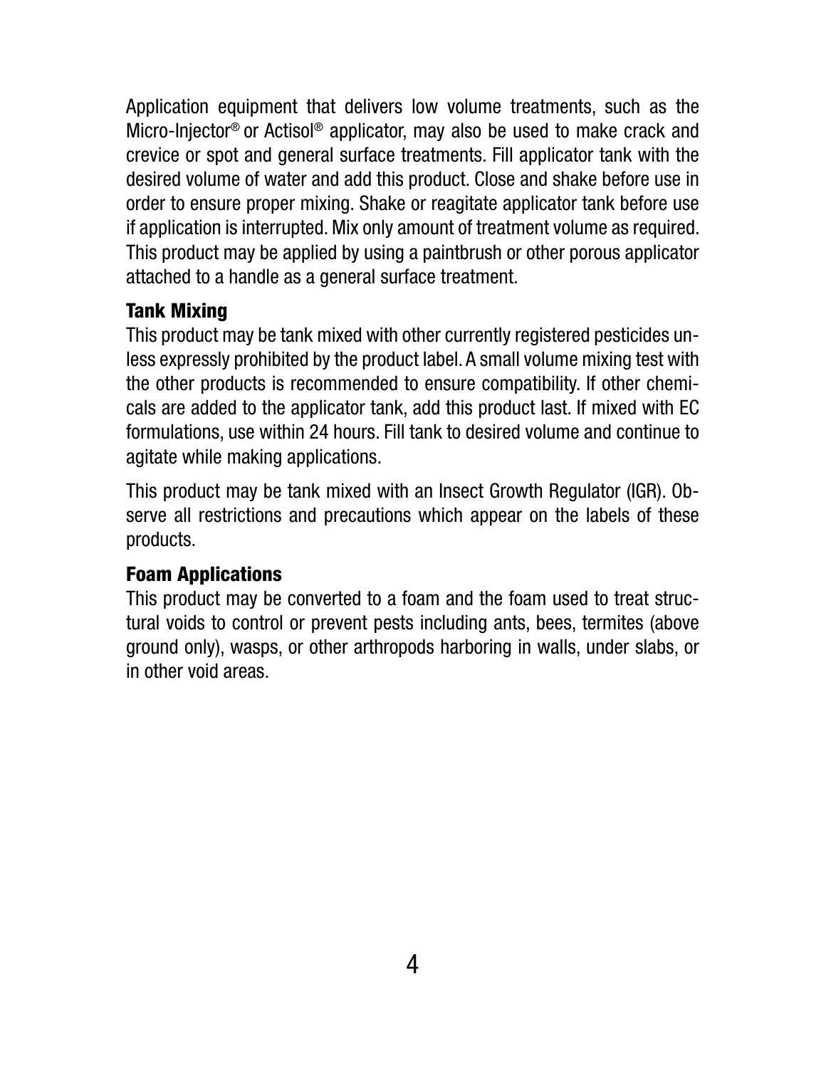Application equipment that delivers low volume treatments, such as the Micro-Injector® or Actisol® applicator, may also be used to make crack and crevice or spot and general surface treatments. Fill applicator tank with the desired volume of water and add this product. Close and shake before use in order to ensure proper mixing. Shake or reagitate applicator tank before use if application is interrupted. Mix only amount of treatment volume as required. This product may be applied by using a paintbrush or other porous applicator attached to a handle as a general surface treatment.

### Tank Mixing

This product may be tank mixed with other currently registered pesticides unless expressly prohibited by the product label. A small volume mixing test with the other products is recommended to ensure compatibility. If other chemicals are added to the applicator tank, add this product last. If mixed with EC formulations, use within 24 hours. Fill tank to desired volume and continue to agitate while making applications.

This product may be tank mixed with an Insect Growth Regulator (IGR). Observe all restrictions and precautions which appear on the labels of these products.

### Foam Applications

This product may be converted to a foam and the foam used to treat structural voids to control or prevent pests including ants, bees, termites (above ground only), wasps, or other arthropods harboring in walls, under slabs, or in other void areas.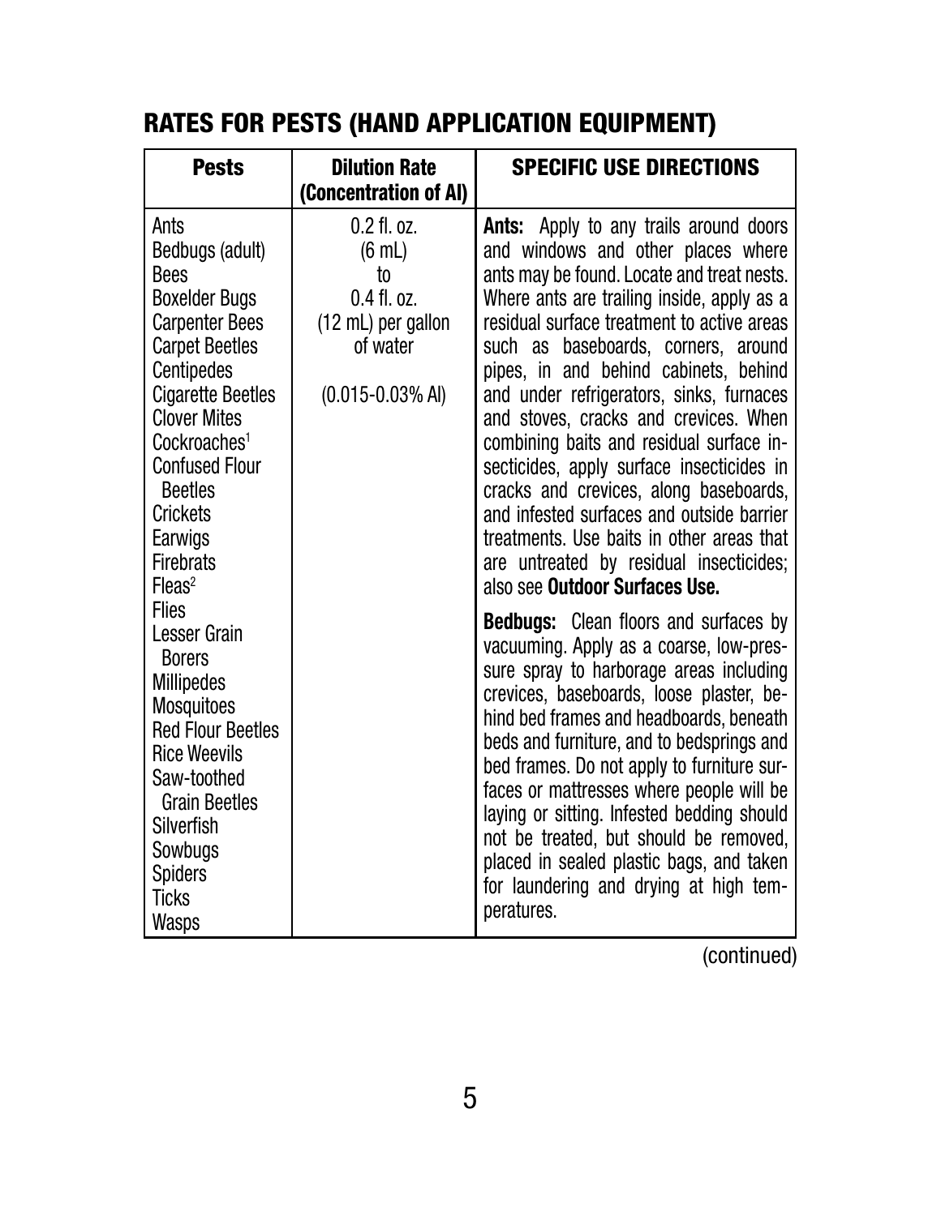## RATES FOR PESTS (HAND APPLICATION EQUIPMENT)

| Pests | Dilution Rate (Concentration of AI) | SPECIFIC USE DIRECTIONS |
|---|---|---|
| Ants<br>Bedbugs (adult)<br>Bees<br>Boxelder Bugs<br>Carpenter Bees<br>Carpet Beetles<br>Centipedes<br>Cigarette Beetles<br>Clover Mites<br>Cockroaches[1]<br>Confused Flour Beetles<br>Crickets<br>Earwigs<br>Firebrats<br>Fleas[2]<br>Flies<br>Lesser Grain Borers<br>Millipedes<br>Mosquitoes<br>Red Flour Beetles<br>Rice Weevils<br>Saw-toothed Grain Beetles<br>Silverfish<br>Sowbugs<br>Spiders<br>Ticks<br>Wasps | 0.2 fl. oz. (6 mL) to 0.4 fl. oz. (12 mL) per gallon of water<br><br>(0.015-0.03% AI) | **Ants:** Apply to any trails around doors and windows and other places where ants may be found. Locate and treat nests. Where ants are trailing inside, apply as a residual surface treatment to active areas such as baseboards, corners, around pipes, in and behind cabinets, behind and under refrigerators, sinks, furnaces and stoves, cracks and crevices. When combining baits and residual surface insecticides, apply surface insecticides in cracks and crevices, along baseboards, and infested surfaces and outside barrier treatments. Use baits in other areas that are untreated by residual insecticides; also see **Outdoor Surfaces Use.**<br><br>**Bedbugs:** Clean floors and surfaces by vacuuming. Apply as a coarse, low-pressure spray to harborage areas including crevices, baseboards, loose plaster, behind bed frames and headboards, beneath beds and furniture, and to bedsprings and bed frames. Do not apply to furniture surfaces or mattresses where people will be laying or sitting. Infested bedding should not be treated, but should be removed, placed in sealed plastic bags, and taken for laundering and drying at high temperatures. |

(continued)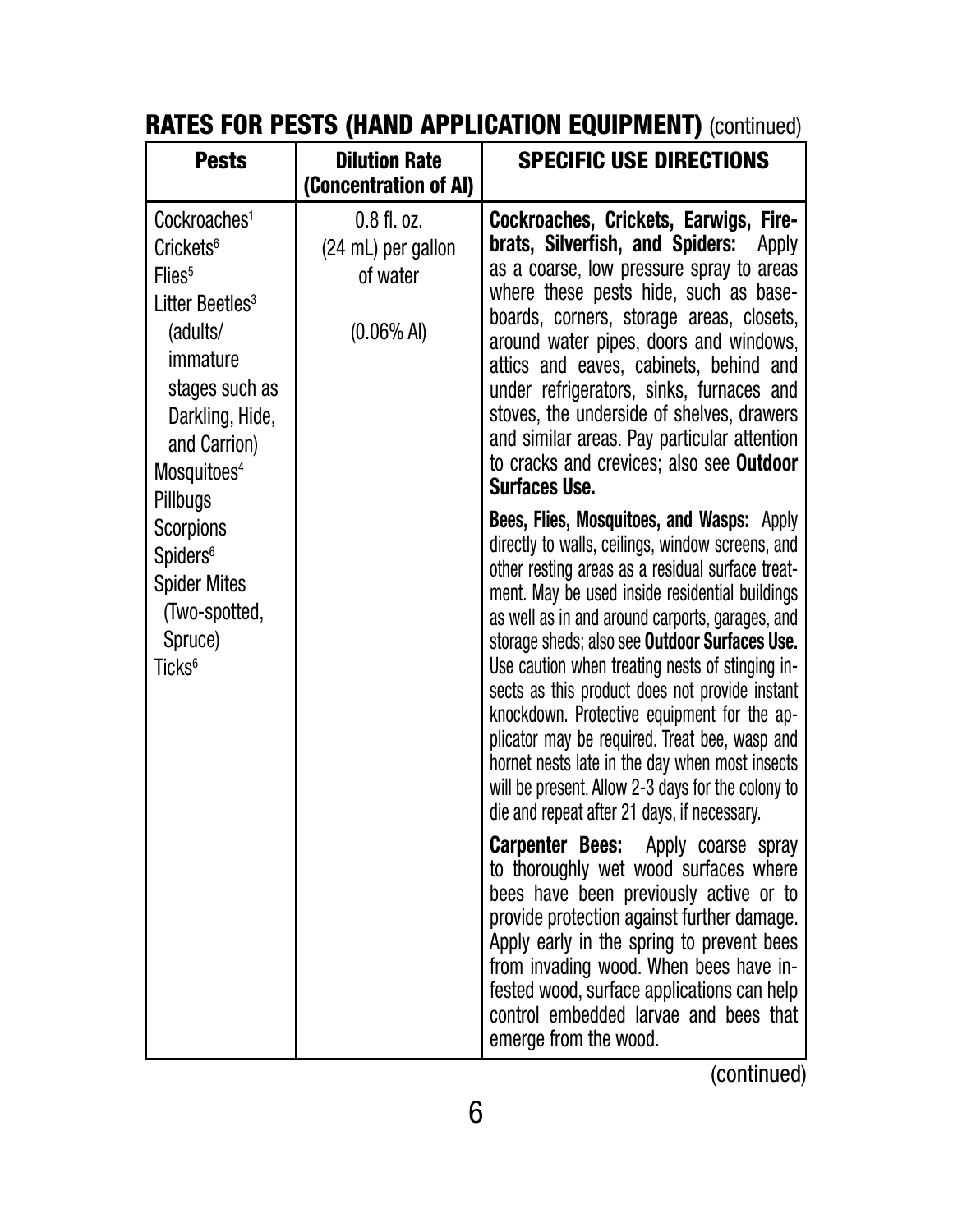## RATES FOR PESTS (HAND APPLICATION EQUIPMENT) (continued)

| Pests | Dilution Rate (Concentration of AI) | SPECIFIC USE DIRECTIONS |
|---|---|---|
| Cockroaches[1]<br>Crickets[6]<br>Flies[5]<br>Litter Beetles[3] (adults/ immature stages such as Darkling, Hide, and Carrion)<br>Mosquitoes[4]<br>Pillbugs<br>Scorpions<br>Spiders[6]<br>Spider Mites (Two-spotted, Spruce)<br>Ticks[6] | 0.8 fl. oz. (24 mL) per gallon of water<br><br>(0.06% AI) | **Cockroaches, Crickets, Earwigs, Firebrats, Silverfish, and Spiders:** Apply as a coarse, low pressure spray to areas where these pests hide, such as baseboards, corners, storage areas, closets, around water pipes, doors and windows, attics and eaves, cabinets, behind and under refrigerators, sinks, furnaces and stoves, the underside of shelves, drawers and similar areas. Pay particular attention to cracks and crevices; also see **Outdoor Surfaces Use.**<br><br>**Bees, Flies, Mosquitoes, and Wasps:** Apply directly to walls, ceilings, window screens, and other resting areas as a residual surface treatment. May be used inside residential buildings as well as in and around carports, garages, and storage sheds; also see **Outdoor Surfaces Use.** Use caution when treating nests of stinging insects as this product does not provide instant knockdown. Protective equipment for the applicator may be required. Treat bee, wasp and hornet nests late in the day when most insects will be present. Allow 2-3 days for the colony to die and repeat after 21 days, if necessary.<br><br>**Carpenter Bees:** Apply coarse spray to thoroughly wet wood surfaces where bees have been previously active or to provide protection against further damage. Apply early in the spring to prevent bees from invading wood. When bees have infested wood, surface applications can help control embedded larvae and bees that emerge from the wood. |

(continued)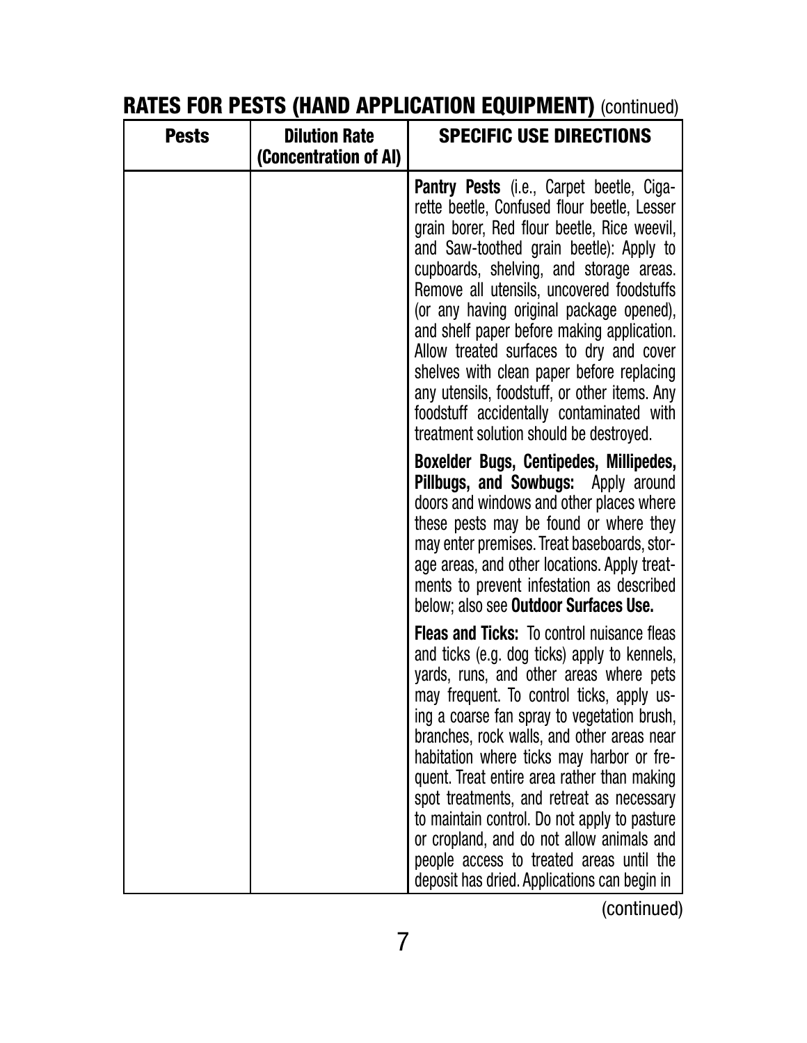## RATES FOR PESTS (HAND APPLICATION EQUIPMENT) (continued)

| Pests | Dilution Rate (Concentration of AI) | SPECIFIC USE DIRECTIONS |
|---|---|---|
| | | **Pantry Pests** (i.e., Carpet beetle, Cigarette beetle, Confused flour beetle, Lesser grain borer, Red flour beetle, Rice weevil, and Saw-toothed grain beetle): Apply to cupboards, shelving, and storage areas. Remove all utensils, uncovered foodstuffs (or any having original package opened), and shelf paper before making application. Allow treated surfaces to dry and cover shelves with clean paper before replacing any utensils, foodstuff, or other items. Any foodstuff accidentally contaminated with treatment solution should be destroyed. |
| | | **Boxelder Bugs, Centipedes, Millipedes, Pillbugs, and Sowbugs:** Apply around doors and windows and other places where these pests may be found or where they may enter premises. Treat baseboards, storage areas, and other locations. Apply treatments to prevent infestation as described below; also see **Outdoor Surfaces Use.** |
| | | **Fleas and Ticks:** To control nuisance fleas and ticks (e.g. dog ticks) apply to kennels, yards, runs, and other areas where pets may frequent. To control ticks, apply using a coarse fan spray to vegetation brush, branches, rock walls, and other areas near habitation where ticks may harbor or frequent. Treat entire area rather than making spot treatments, and retreat as necessary to maintain control. Do not apply to pasture or cropland, and do not allow animals and people access to treated areas until the deposit has dried. Applications can begin in |

(continued)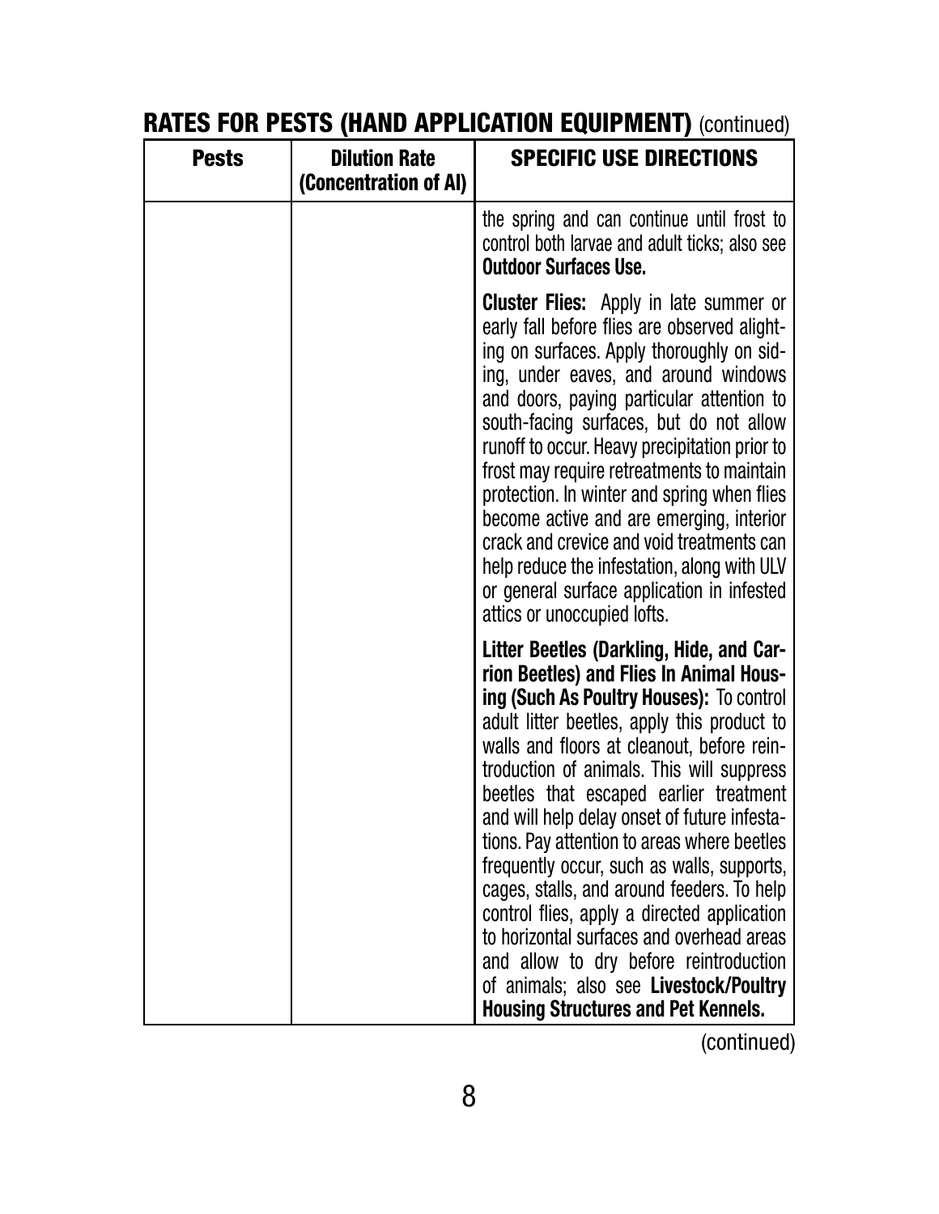## RATES FOR PESTS (HAND APPLICATION EQUIPMENT) (continued)

| Pests | Dilution Rate (Concentration of AI) | SPECIFIC USE DIRECTIONS |
|---|---|---|
| | | the spring and can continue until frost to control both larvae and adult ticks; also see **Outdoor Surfaces Use.** |
| | | **Cluster Flies:** Apply in late summer or early fall before flies are observed alighting on surfaces. Apply thoroughly on siding, under eaves, and around windows and doors, paying particular attention to south-facing surfaces, but do not allow runoff to occur. Heavy precipitation prior to frost may require retreatments to maintain protection. In winter and spring when flies become active and are emerging, interior crack and crevice and void treatments can help reduce the infestation, along with ULV or general surface application in infested attics or unoccupied lofts. |
| | | **Litter Beetles (Darkling, Hide, and Carrion Beetles) and Flies In Animal Housing (Such As Poultry Houses):** To control adult litter beetles, apply this product to walls and floors at cleanout, before reintroduction of animals. This will suppress beetles that escaped earlier treatment and will help delay onset of future infestations. Pay attention to areas where beetles frequently occur, such as walls, supports, cages, stalls, and around feeders. To help control flies, apply a directed application to horizontal surfaces and overhead areas and allow to dry before reintroduction of animals; also see **Livestock/Poultry Housing Structures and Pet Kennels.** |

(continued)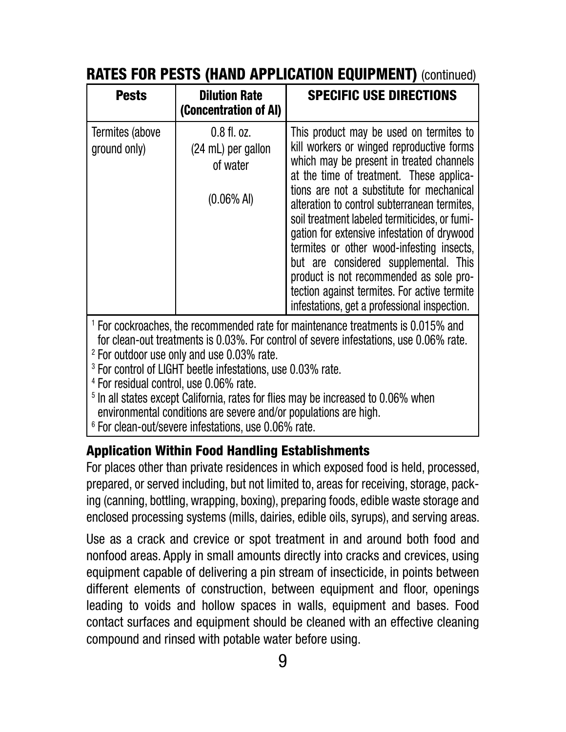## RATES FOR PESTS (HAND APPLICATION EQUIPMENT) (continued)

| Pests | Dilution Rate (Concentration of AI) | SPECIFIC USE DIRECTIONS |
|---|---|---|
| Termites (above ground only) | 0.8 fl. oz. (24 mL) per gallon of water (0.06% AI) | This product may be used on termites to kill workers or winged reproductive forms which may be present in treated channels at the time of treatment. These applications are not a substitute for mechanical alteration to control subterranean termites, soil treatment labeled termiticides, or fumigation for extensive infestation of drywood termites or other wood-infesting insects, but are considered supplemental. This product is not recommended as sole protection against termites. For active termite infestations, get a professional inspection. |

[1] For cockroaches, the recommended rate for maintenance treatments is 0.015% and for clean-out treatments is 0.03%. For control of severe infestations, use 0.06% rate.
[2] For outdoor use only and use 0.03% rate.
[3] For control of LIGHT beetle infestations, use 0.03% rate.
[4] For residual control, use 0.06% rate.
[5] In all states except California, rates for flies may be increased to 0.06% when environmental conditions are severe and/or populations are high.
[6] For clean-out/severe infestations, use 0.06% rate.

### Application Within Food Handling Establishments

For places other than private residences in which exposed food is held, processed, prepared, or served including, but not limited to, areas for receiving, storage, packing (canning, bottling, wrapping, boxing), preparing foods, edible waste storage and enclosed processing systems (mills, dairies, edible oils, syrups), and serving areas.

Use as a crack and crevice or spot treatment in and around both food and nonfood areas. Apply in small amounts directly into cracks and crevices, using equipment capable of delivering a pin stream of insecticide, in points between different elements of construction, between equipment and floor, openings leading to voids and hollow spaces in walls, equipment and bases. Food contact surfaces and equipment should be cleaned with an effective cleaning compound and rinsed with potable water before using.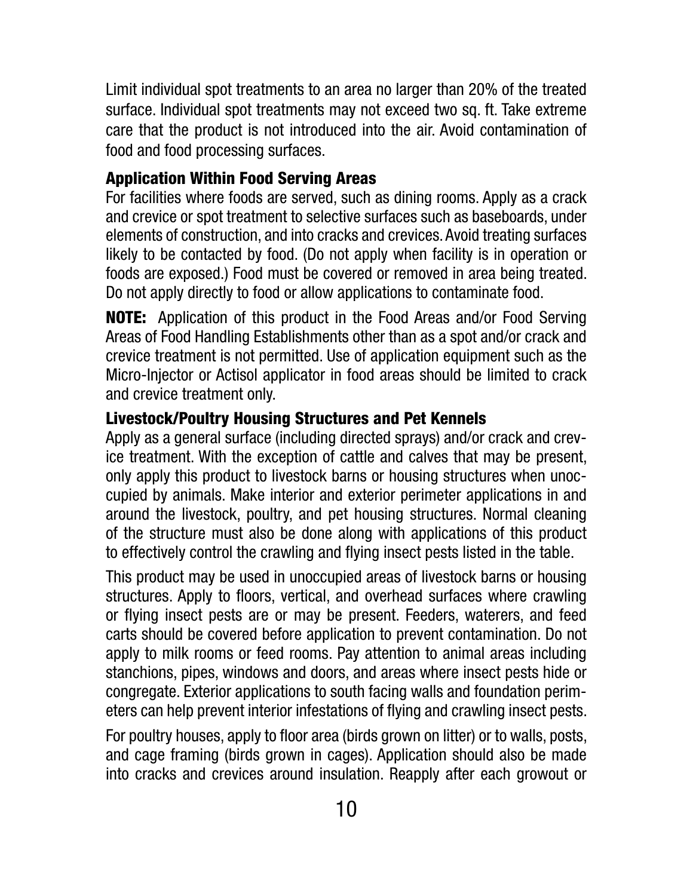Limit individual spot treatments to an area no larger than 20% of the treated surface. Individual spot treatments may not exceed two sq. ft. Take extreme care that the product is not introduced into the air. Avoid contamination of food and food processing surfaces.

### Application Within Food Serving Areas

For facilities where foods are served, such as dining rooms. Apply as a crack and crevice or spot treatment to selective surfaces such as baseboards, under elements of construction, and into cracks and crevices. Avoid treating surfaces likely to be contacted by food. (Do not apply when facility is in operation or foods are exposed.) Food must be covered or removed in area being treated. Do not apply directly to food or allow applications to contaminate food.

**NOTE:** Application of this product in the Food Areas and/or Food Serving Areas of Food Handling Establishments other than as a spot and/or crack and crevice treatment is not permitted. Use of application equipment such as the Micro-Injector or Actisol applicator in food areas should be limited to crack and crevice treatment only.

### Livestock/Poultry Housing Structures and Pet Kennels

Apply as a general surface (including directed sprays) and/or crack and crevice treatment. With the exception of cattle and calves that may be present, only apply this product to livestock barns or housing structures when unoccupied by animals. Make interior and exterior perimeter applications in and around the livestock, poultry, and pet housing structures. Normal cleaning of the structure must also be done along with applications of this product to effectively control the crawling and flying insect pests listed in the table.

This product may be used in unoccupied areas of livestock barns or housing structures. Apply to floors, vertical, and overhead surfaces where crawling or flying insect pests are or may be present. Feeders, waterers, and feed carts should be covered before application to prevent contamination. Do not apply to milk rooms or feed rooms. Pay attention to animal areas including stanchions, pipes, windows and doors, and areas where insect pests hide or congregate. Exterior applications to south facing walls and foundation perimeters can help prevent interior infestations of flying and crawling insect pests.

For poultry houses, apply to floor area (birds grown on litter) or to walls, posts, and cage framing (birds grown in cages). Application should also be made into cracks and crevices around insulation. Reapply after each growout or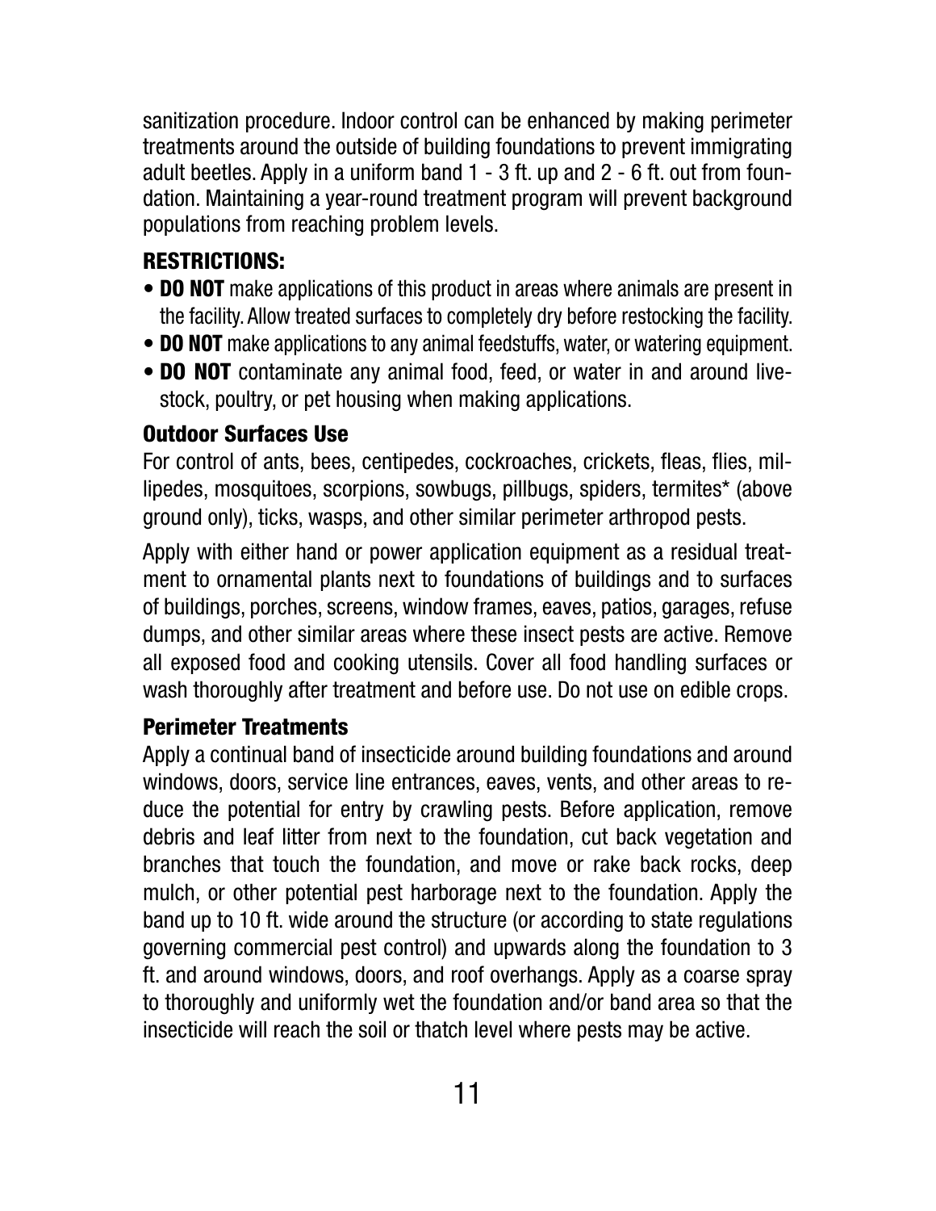sanitization procedure. Indoor control can be enhanced by making perimeter treatments around the outside of building foundations to prevent immigrating adult beetles. Apply in a uniform band 1 - 3 ft. up and 2 - 6 ft. out from foundation. Maintaining a year-round treatment program will prevent background populations from reaching problem levels.

### RESTRICTIONS:

- **DO NOT** make applications of this product in areas where animals are present in the facility. Allow treated surfaces to completely dry before restocking the facility.
- **DO NOT** make applications to any animal feedstuffs, water, or watering equipment.
- **DO NOT** contaminate any animal food, feed, or water in and around livestock, poultry, or pet housing when making applications.

### Outdoor Surfaces Use

For control of ants, bees, centipedes, cockroaches, crickets, fleas, flies, millipedes, mosquitoes, scorpions, sowbugs, pillbugs, spiders, termites* (above ground only), ticks, wasps, and other similar perimeter arthropod pests.

Apply with either hand or power application equipment as a residual treatment to ornamental plants next to foundations of buildings and to surfaces of buildings, porches, screens, window frames, eaves, patios, garages, refuse dumps, and other similar areas where these insect pests are active. Remove all exposed food and cooking utensils. Cover all food handling surfaces or wash thoroughly after treatment and before use. Do not use on edible crops.

### Perimeter Treatments

Apply a continual band of insecticide around building foundations and around windows, doors, service line entrances, eaves, vents, and other areas to reduce the potential for entry by crawling pests. Before application, remove debris and leaf litter from next to the foundation, cut back vegetation and branches that touch the foundation, and move or rake back rocks, deep mulch, or other potential pest harborage next to the foundation. Apply the band up to 10 ft. wide around the structure (or according to state regulations governing commercial pest control) and upwards along the foundation to 3 ft. and around windows, doors, and roof overhangs. Apply as a coarse spray to thoroughly and uniformly wet the foundation and/or band area so that the insecticide will reach the soil or thatch level where pests may be active.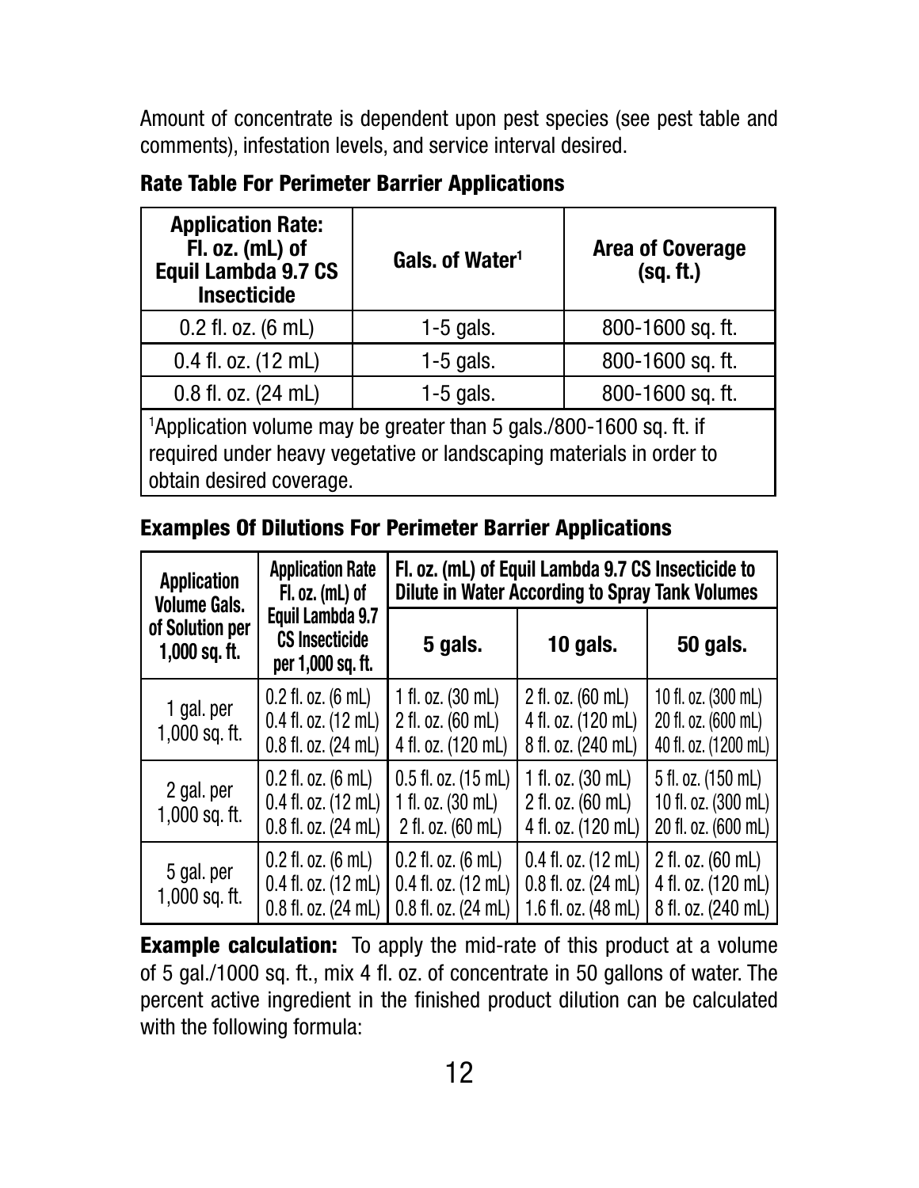Amount of concentrate is dependent upon pest species (see pest table and comments), infestation levels, and service interval desired.

**Rate Table For Perimeter Barrier Applications**

| Application Rate: Fl. oz. (mL) of Equil Lambda 9.7 CS Insecticide | Gals. of Water[1] | Area of Coverage (sq. ft.) |
|---|---|---|
| 0.2 fl. oz. (6 mL) | 1-5 gals. | 800-1600 sq. ft. |
| 0.4 fl. oz. (12 mL) | 1-5 gals. | 800-1600 sq. ft. |
| 0.8 fl. oz. (24 mL) | 1-5 gals. | 800-1600 sq. ft. |

[1]Application volume may be greater than 5 gals./800-1600 sq. ft. if required under heavy vegetative or landscaping materials in order to obtain desired coverage.

**Examples Of Dilutions For Perimeter Barrier Applications**

| Application Volume Gals. of Solution per 1,000 sq. ft. | Application Rate Fl. oz. (mL) of Equil Lambda 9.7 CS Insecticide per 1,000 sq. ft. | Fl. oz. (mL) of Equil Lambda 9.7 CS Insecticide to Dilute in Water According to Spray Tank Volumes | | |
|---|---|---|---|---|
| | | 5 gals. | 10 gals. | 50 gals. |
| 1 gal. per 1,000 sq. ft. | 0.2 fl. oz. (6 mL)<br>0.4 fl. oz. (12 mL)<br>0.8 fl. oz. (24 mL) | 1 fl. oz. (30 mL)<br>2 fl. oz. (60 mL)<br>4 fl. oz. (120 mL) | 2 fl. oz. (60 mL)<br>4 fl. oz. (120 mL)<br>8 fl. oz. (240 mL) | 10 fl. oz. (300 mL)<br>20 fl. oz. (600 mL)<br>40 fl. oz. (1200 mL) |
| 2 gal. per 1,000 sq. ft. | 0.2 fl. oz. (6 mL)<br>0.4 fl. oz. (12 mL)<br>0.8 fl. oz. (24 mL) | 0.5 fl. oz. (15 mL)<br>1 fl. oz. (30 mL)<br>2 fl. oz. (60 mL) | 1 fl. oz. (30 mL)<br>2 fl. oz. (60 mL)<br>4 fl. oz. (120 mL) | 5 fl. oz. (150 mL)<br>10 fl. oz. (300 mL)<br>20 fl. oz. (600 mL) |
| 5 gal. per 1,000 sq. ft. | 0.2 fl. oz. (6 mL)<br>0.4 fl. oz. (12 mL)<br>0.8 fl. oz. (24 mL) | 0.2 fl. oz. (6 mL)<br>0.4 fl. oz. (12 mL)<br>0.8 fl. oz. (24 mL) | 0.4 fl. oz. (12 mL)<br>0.8 fl. oz. (24 mL)<br>1.6 fl. oz. (48 mL) | 2 fl. oz. (60 mL)<br>4 fl. oz. (120 mL)<br>8 fl. oz. (240 mL) |

**Example calculation:** To apply the mid-rate of this product at a volume of 5 gal./1000 sq. ft., mix 4 fl. oz. of concentrate in 50 gallons of water. The percent active ingredient in the finished product dilution can be calculated with the following formula: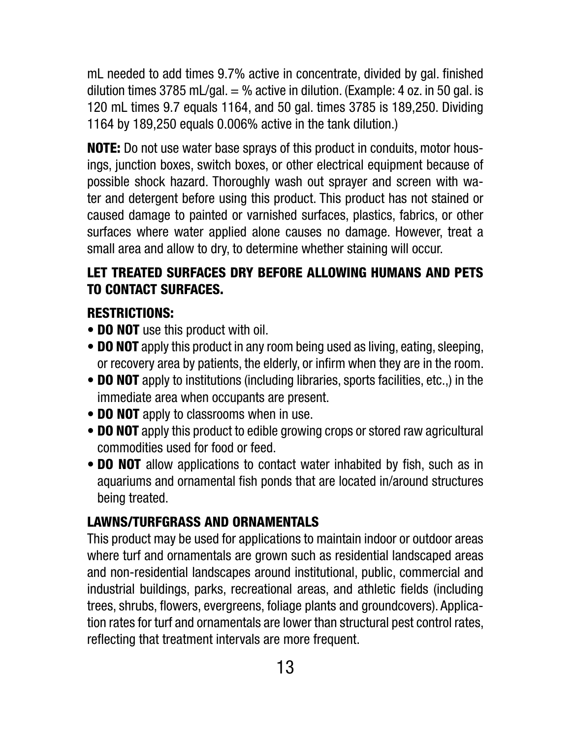mL needed to add times 9.7% active in concentrate, divided by gal. finished dilution times 3785 mL/gal. = % active in dilution. (Example: 4 oz. in 50 gal. is 120 mL times 9.7 equals 1164, and 50 gal. times 3785 is 189,250. Dividing 1164 by 189,250 equals 0.006% active in the tank dilution.)

**NOTE:** Do not use water base sprays of this product in conduits, motor housings, junction boxes, switch boxes, or other electrical equipment because of possible shock hazard. Thoroughly wash out sprayer and screen with water and detergent before using this product. This product has not stained or caused damage to painted or varnished surfaces, plastics, fabrics, or other surfaces where water applied alone causes no damage. However, treat a small area and allow to dry, to determine whether staining will occur.

**LET TREATED SURFACES DRY BEFORE ALLOWING HUMANS AND PETS TO CONTACT SURFACES.**

**RESTRICTIONS:**

- **DO NOT** use this product with oil.
- **DO NOT** apply this product in any room being used as living, eating, sleeping, or recovery area by patients, the elderly, or infirm when they are in the room.
- **DO NOT** apply to institutions (including libraries, sports facilities, etc.,) in the immediate area when occupants are present.
- **DO NOT** apply to classrooms when in use.
- **DO NOT** apply this product to edible growing crops or stored raw agricultural commodities used for food or feed.
- **DO NOT** allow applications to contact water inhabited by fish, such as in aquariums and ornamental fish ponds that are located in/around structures being treated.

**LAWNS/TURFGRASS AND ORNAMENTALS**

This product may be used for applications to maintain indoor or outdoor areas where turf and ornamentals are grown such as residential landscaped areas and non-residential landscapes around institutional, public, commercial and industrial buildings, parks, recreational areas, and athletic fields (including trees, shrubs, flowers, evergreens, foliage plants and groundcovers). Application rates for turf and ornamentals are lower than structural pest control rates, reflecting that treatment intervals are more frequent.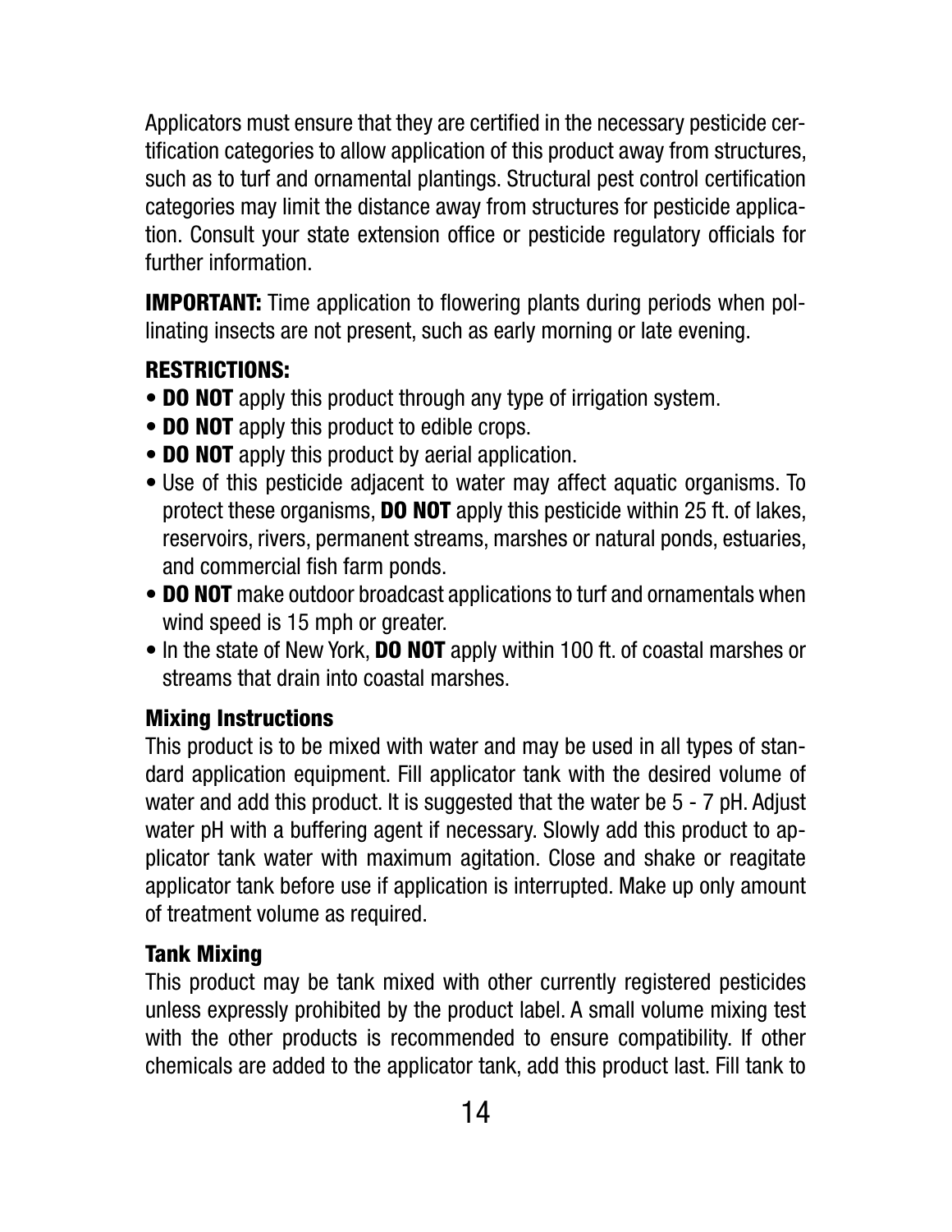Applicators must ensure that they are certified in the necessary pesticide certification categories to allow application of this product away from structures, such as to turf and ornamental plantings. Structural pest control certification categories may limit the distance away from structures for pesticide application. Consult your state extension office or pesticide regulatory officials for further information.

**IMPORTANT:** Time application to flowering plants during periods when pollinating insects are not present, such as early morning or late evening.

### RESTRICTIONS:

- **DO NOT** apply this product through any type of irrigation system.
- **DO NOT** apply this product to edible crops.
- **DO NOT** apply this product by aerial application.
- Use of this pesticide adjacent to water may affect aquatic organisms. To protect these organisms, **DO NOT** apply this pesticide within 25 ft. of lakes, reservoirs, rivers, permanent streams, marshes or natural ponds, estuaries, and commercial fish farm ponds.
- **DO NOT** make outdoor broadcast applications to turf and ornamentals when wind speed is 15 mph or greater.
- In the state of New York, **DO NOT** apply within 100 ft. of coastal marshes or streams that drain into coastal marshes.

### Mixing Instructions

This product is to be mixed with water and may be used in all types of standard application equipment. Fill applicator tank with the desired volume of water and add this product. It is suggested that the water be 5 - 7 pH. Adjust water pH with a buffering agent if necessary. Slowly add this product to applicator tank water with maximum agitation. Close and shake or reagitate applicator tank before use if application is interrupted. Make up only amount of treatment volume as required.

### Tank Mixing

This product may be tank mixed with other currently registered pesticides unless expressly prohibited by the product label. A small volume mixing test with the other products is recommended to ensure compatibility. If other chemicals are added to the applicator tank, add this product last. Fill tank to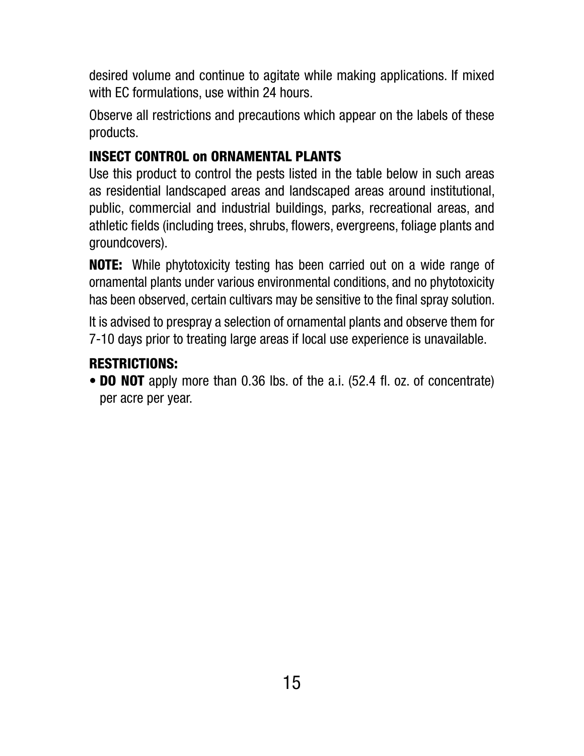desired volume and continue to agitate while making applications. If mixed with EC formulations, use within 24 hours.

Observe all restrictions and precautions which appear on the labels of these products.

### INSECT CONTROL on ORNAMENTAL PLANTS

Use this product to control the pests listed in the table below in such areas as residential landscaped areas and landscaped areas around institutional, public, commercial and industrial buildings, parks, recreational areas, and athletic fields (including trees, shrubs, flowers, evergreens, foliage plants and groundcovers).

**NOTE:** While phytotoxicity testing has been carried out on a wide range of ornamental plants under various environmental conditions, and no phytotoxicity has been observed, certain cultivars may be sensitive to the final spray solution.

It is advised to prespray a selection of ornamental plants and observe them for 7-10 days prior to treating large areas if local use experience is unavailable.

### RESTRICTIONS:

- **DO NOT** apply more than 0.36 lbs. of the a.i. (52.4 fl. oz. of concentrate) per acre per year.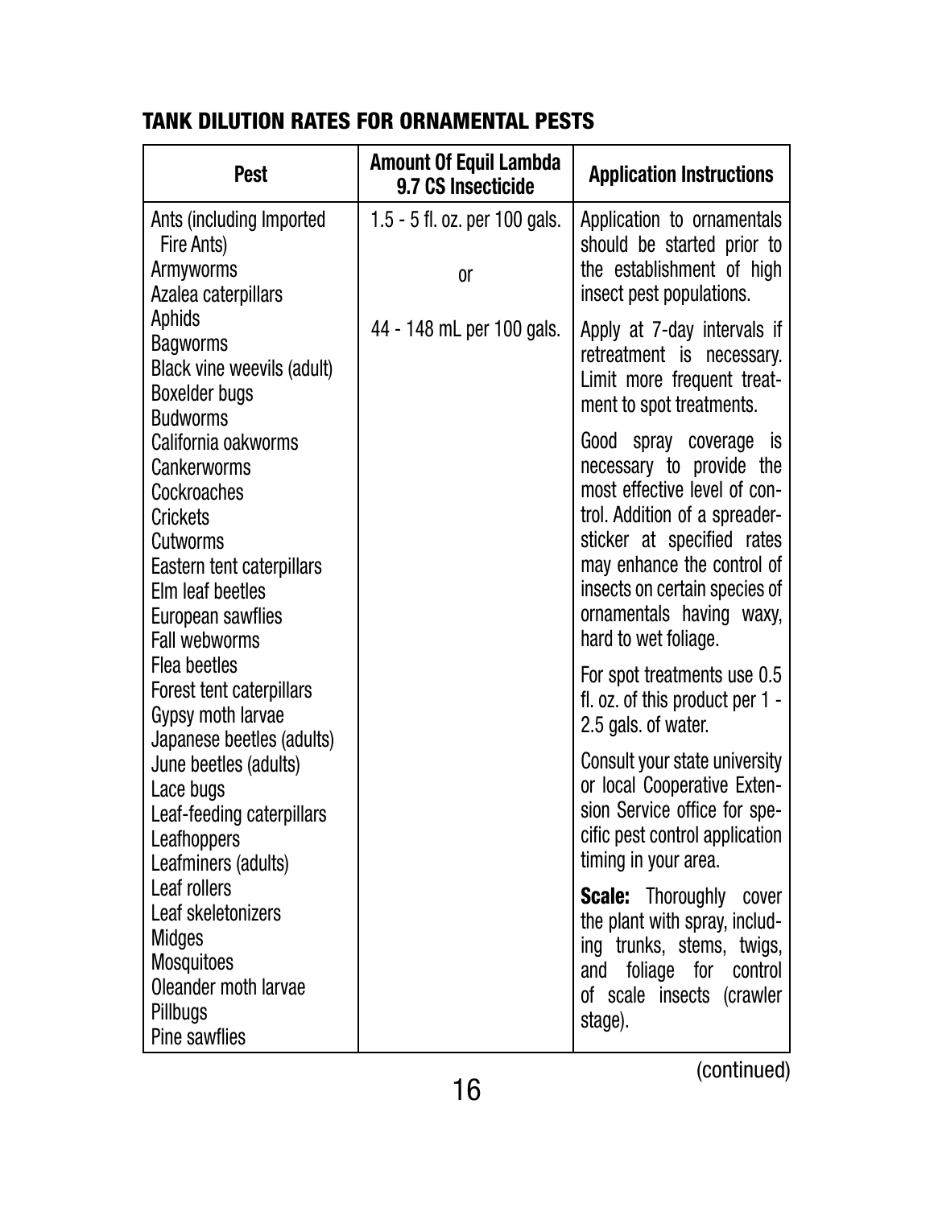## TANK DILUTION RATES FOR ORNAMENTAL PESTS

| Pest | Amount Of Equil Lambda 9.7 CS Insecticide | Application Instructions |
|---|---|---|
| Ants (including Imported Fire Ants)<br>Armyworms<br>Azalea caterpillars<br>Aphids<br>Bagworms<br>Black vine weevils (adult)<br>Boxelder bugs<br>Budworms<br>California oakworms<br>Cankerworms<br>Cockroaches<br>Crickets<br>Cutworms<br>Eastern tent caterpillars<br>Elm leaf beetles<br>European sawflies<br>Fall webworms<br>Flea beetles<br>Forest tent caterpillars<br>Gypsy moth larvae<br>Japanese beetles (adults)<br>June beetles (adults)<br>Lace bugs<br>Leaf-feeding caterpillars<br>Leafhoppers<br>Leafminers (adults)<br>Leaf rollers<br>Leaf skeletonizers<br>Midges<br>Mosquitoes<br>Oleander moth larvae<br>Pillbugs<br>Pine sawflies | 1.5 - 5 fl. oz. per 100 gals.<br><br>or<br><br>44 - 148 mL per 100 gals. | Application to ornamentals should be started prior to the establishment of high insect pest populations.<br><br>Apply at 7-day intervals if retreatment is necessary. Limit more frequent treatment to spot treatments.<br><br>Good spray coverage is necessary to provide the most effective level of control. Addition of a spreader-sticker at specified rates may enhance the control of insects on certain species of ornamentals having waxy, hard to wet foliage.<br><br>For spot treatments use 0.5 fl. oz. of this product per 1 - 2.5 gals. of water.<br><br>Consult your state university or local Cooperative Extension Service office for specific pest control application timing in your area.<br><br>**Scale:** Thoroughly cover the plant with spray, including trunks, stems, twigs, and foliage for control of scale insects (crawler stage). |

(continued)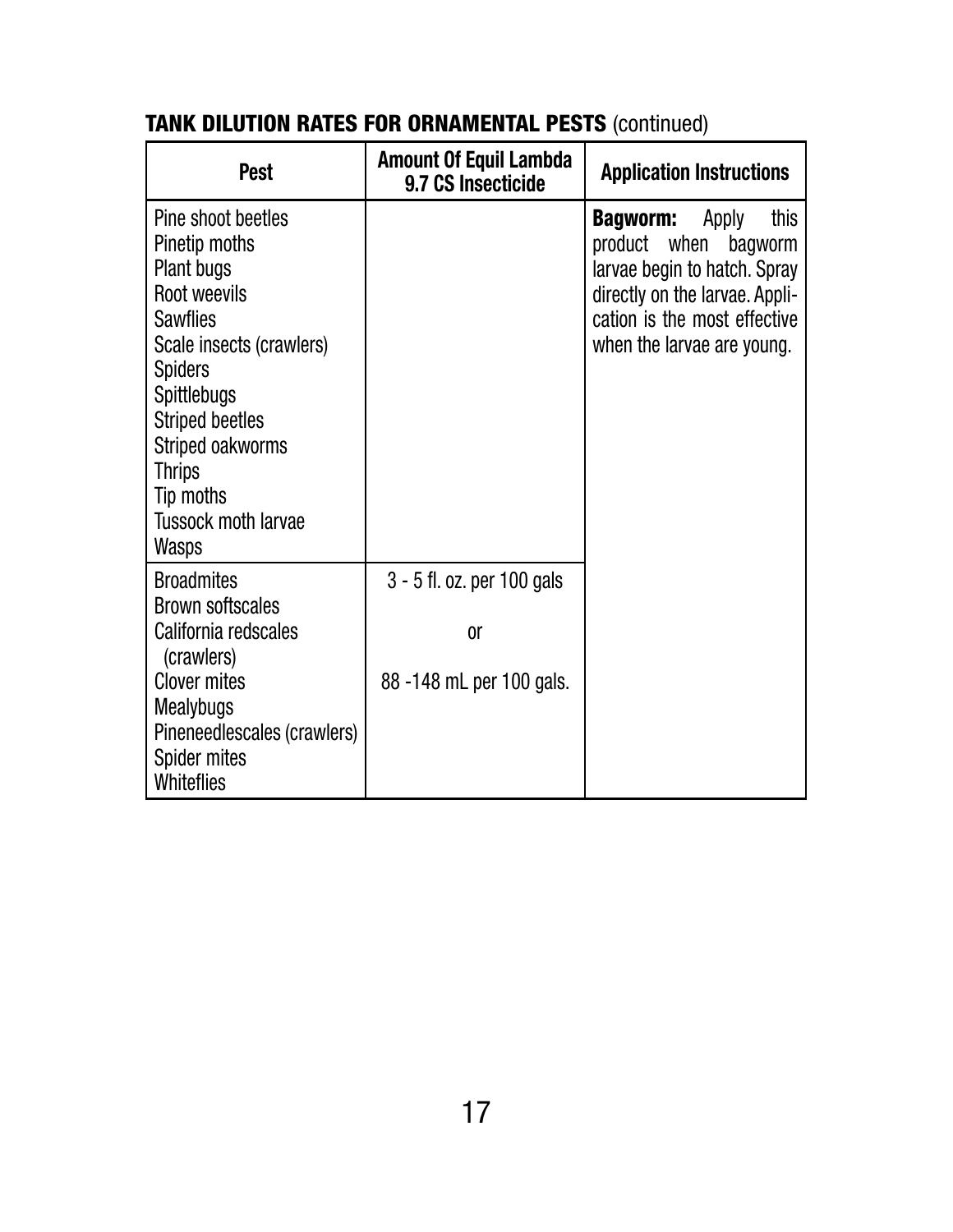## TANK DILUTION RATES FOR ORNAMENTAL PESTS (continued)

| Pest | Amount Of Equil Lambda 9.7 CS Insecticide | Application Instructions |
|---|---|---|
| Pine shoot beetles<br>Pinetip moths<br>Plant bugs<br>Root weevils<br>Sawflies<br>Scale insects (crawlers)<br>Spiders<br>Spittlebugs<br>Striped beetles<br>Striped oakworms<br>Thrips<br>Tip moths<br>Tussock moth larvae<br>Wasps | | **Bagworm:** Apply this product when bagworm larvae begin to hatch. Spray directly on the larvae. Application is the most effective when the larvae are young. |
| Broadmites<br>Brown softscales<br>California redscales (crawlers)<br>Clover mites<br>Mealybugs<br>Pineneedlescales (crawlers)<br>Spider mites<br>Whiteflies | 3 - 5 fl. oz. per 100 gals<br>or<br>88 -148 mL per 100 gals. | |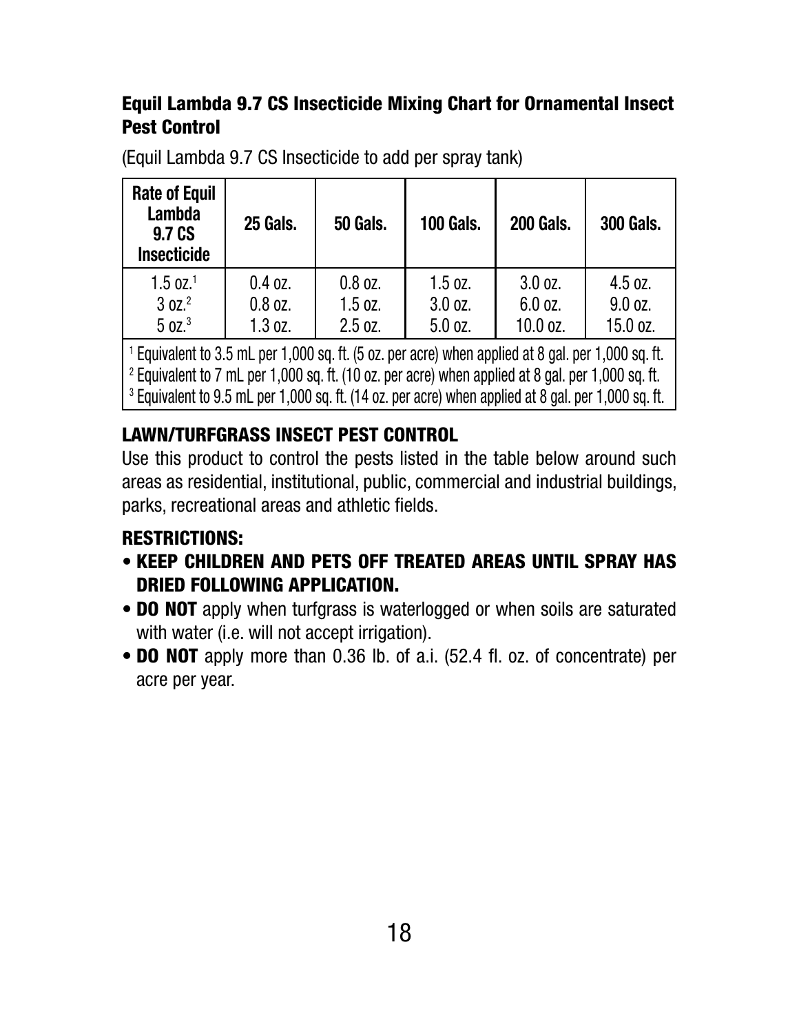### Equil Lambda 9.7 CS Insecticide Mixing Chart for Ornamental Insect Pest Control

(Equil Lambda 9.7 CS Insecticide to add per spray tank)

| Rate of Equil Lambda 9.7 CS Insecticide | 25 Gals. | 50 Gals. | 100 Gals. | 200 Gals. | 300 Gals. |
|---|---|---|---|---|---|
| 1.5 oz.[1] | 0.4 oz. | 0.8 oz. | 1.5 oz. | 3.0 oz. | 4.5 oz. |
| 3 oz.[2] | 0.8 oz. | 1.5 oz. | 3.0 oz. | 6.0 oz. | 9.0 oz. |
| 5 oz.[3] | 1.3 oz. | 2.5 oz. | 5.0 oz. | 10.0 oz. | 15.0 oz. |

[1] Equivalent to 3.5 mL per 1,000 sq. ft. (5 oz. per acre) when applied at 8 gal. per 1,000 sq. ft.
[2] Equivalent to 7 mL per 1,000 sq. ft. (10 oz. per acre) when applied at 8 gal. per 1,000 sq. ft.
[3] Equivalent to 9.5 mL per 1,000 sq. ft. (14 oz. per acre) when applied at 8 gal. per 1,000 sq. ft.

### LAWN/TURFGRASS INSECT PEST CONTROL

Use this product to control the pests listed in the table below around such areas as residential, institutional, public, commercial and industrial buildings, parks, recreational areas and athletic fields.

### RESTRICTIONS:

- **KEEP CHILDREN AND PETS OFF TREATED AREAS UNTIL SPRAY HAS DRIED FOLLOWING APPLICATION.**
- **DO NOT** apply when turfgrass is waterlogged or when soils are saturated with water (i.e. will not accept irrigation).
- **DO NOT** apply more than 0.36 lb. of a.i. (52.4 fl. oz. of concentrate) per acre per year.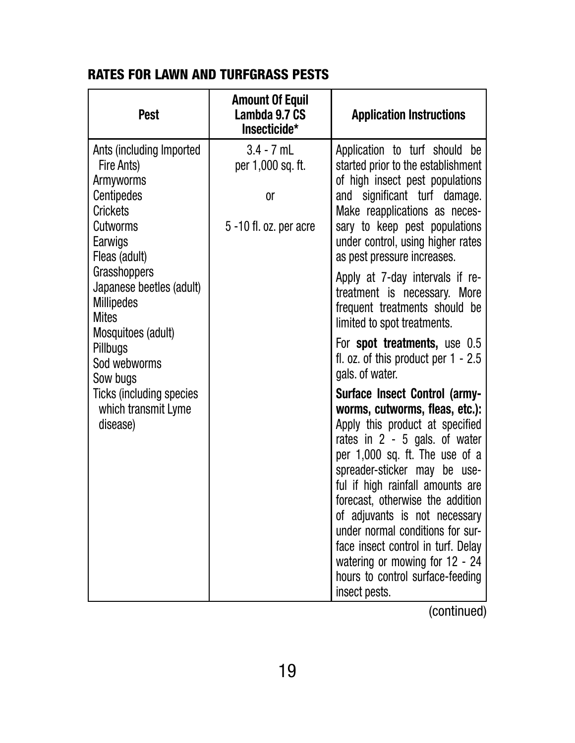## RATES FOR LAWN AND TURFGRASS PESTS

| Pest | Amount Of Equil Lambda 9.7 CS Insecticide* | Application Instructions |
|---|---|---|
| Ants (including Imported Fire Ants)<br>Armyworms<br>Centipedes<br>Crickets<br>Cutworms<br>Earwigs<br>Fleas (adult)<br>Grasshoppers<br>Japanese beetles (adult)<br>Millipedes<br>Mites<br>Mosquitoes (adult)<br>Pillbugs<br>Sod webworms<br>Sow bugs<br>Ticks (including species which transmit Lyme disease) | 3.4 - 7 mL per 1,000 sq. ft.<br><br>or<br><br>5 -10 fl. oz. per acre | Application to turf should be started prior to the establishment of high insect pest populations and significant turf damage. Make reapplications as necessary to keep pest populations under control, using higher rates as pest pressure increases.<br><br>Apply at 7-day intervals if retreatment is necessary. More frequent treatments should be limited to spot treatments.<br><br>For **spot treatments,** use 0.5 fl. oz. of this product per 1 - 2.5 gals. of water.<br><br>**Surface Insect Control (armyworms, cutworms, fleas, etc.):** Apply this product at specified rates in 2 - 5 gals. of water per 1,000 sq. ft. The use of a spreader-sticker may be useful if high rainfall amounts are forecast, otherwise the addition of adjuvants is not necessary under normal conditions for surface insect control in turf. Delay watering or mowing for 12 - 24 hours to control surface-feeding insect pests. |

(continued)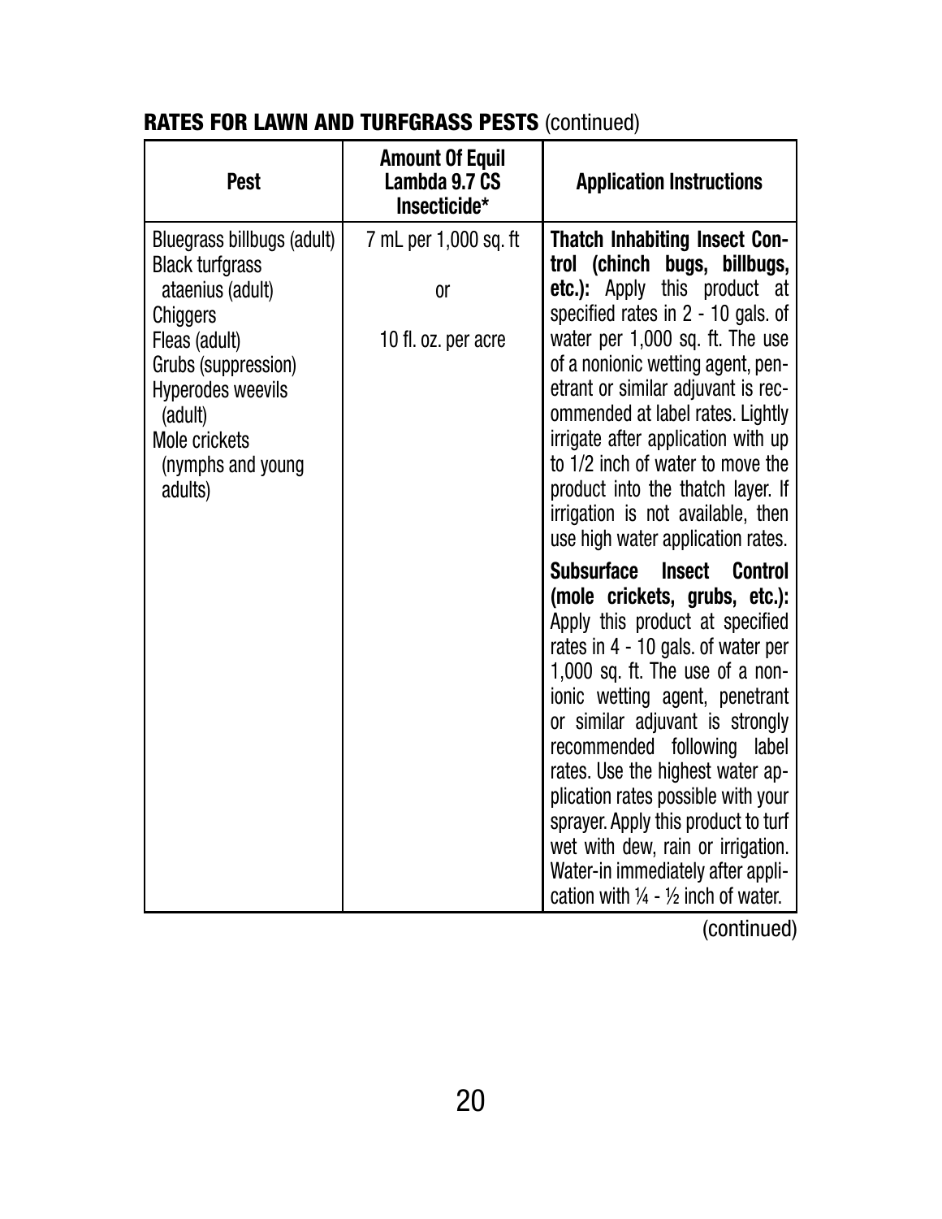## RATES FOR LAWN AND TURFGRASS PESTS (continued)

| Pest | Amount Of Equil Lambda 9.7 CS Insecticide* | Application Instructions |
|---|---|---|
| Bluegrass billbugs (adult)<br>Black turfgrass ataenius (adult)<br>Chiggers<br>Fleas (adult)<br>Grubs (suppression)<br>Hyperodes weevils (adult)<br>Mole crickets (nymphs and young adults) | 7 mL per 1,000 sq. ft<br><br>or<br><br>10 fl. oz. per acre | **Thatch Inhabiting Insect Control (chinch bugs, billbugs, etc.):** Apply this product at specified rates in 2 - 10 gals. of water per 1,000 sq. ft. The use of a nonionic wetting agent, penetrant or similar adjuvant is recommended at label rates. Lightly irrigate after application with up to 1/2 inch of water to move the product into the thatch layer. If irrigation is not available, then use high water application rates.<br><br>**Subsurface Insect Control (mole crickets, grubs, etc.):** Apply this product at specified rates in 4 - 10 gals. of water per 1,000 sq. ft. The use of a nonionic wetting agent, penetrant or similar adjuvant is strongly recommended following label rates. Use the highest water application rates possible with your sprayer. Apply this product to turf wet with dew, rain or irrigation. Water-in immediately after application with ¼ - ½ inch of water. |

(continued)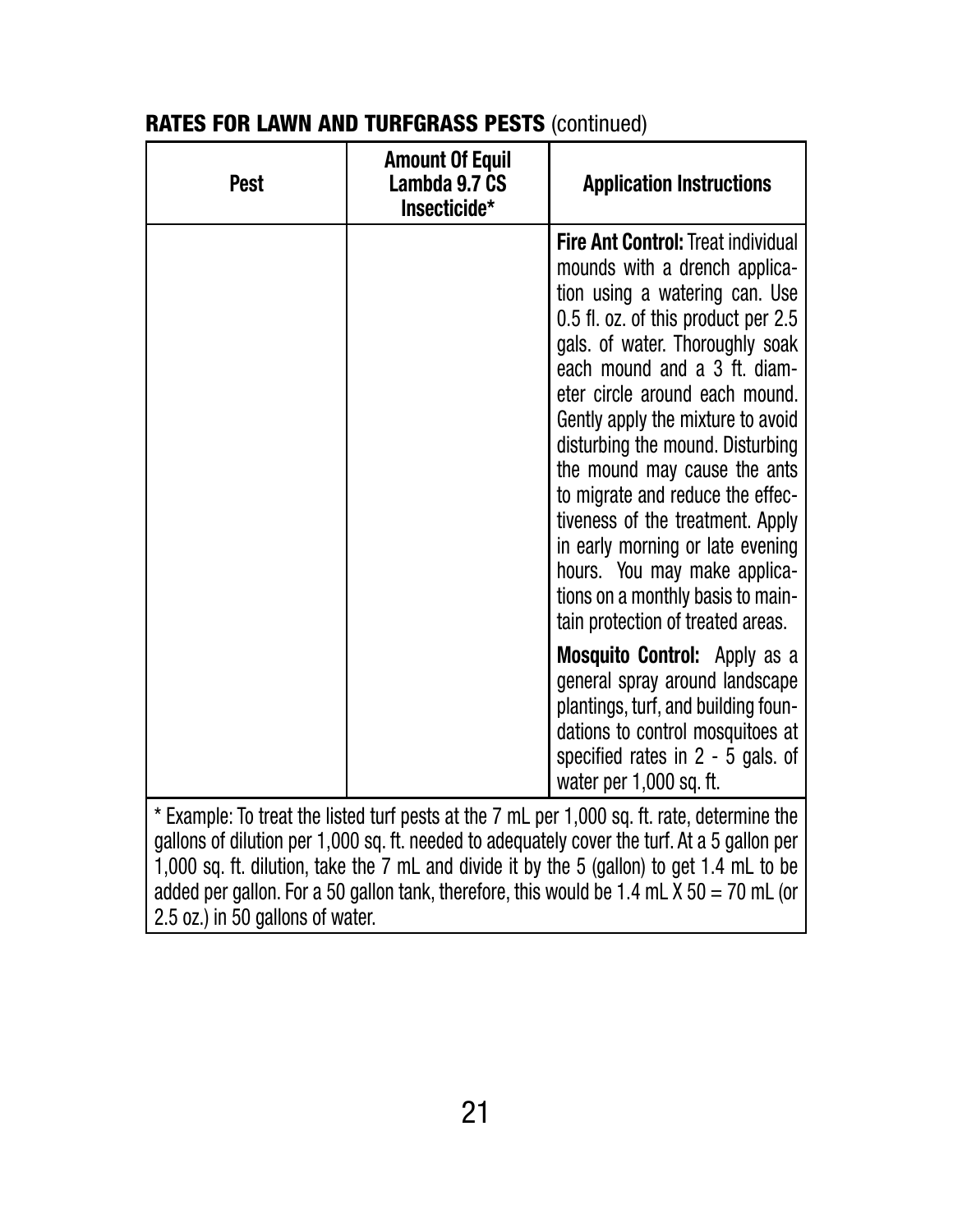## RATES FOR LAWN AND TURFGRASS PESTS (continued)

| Pest | Amount Of Equil Lambda 9.7 CS Insecticide* | Application Instructions |
|---|---|---|
| | | **Fire Ant Control:** Treat individual mounds with a drench application using a watering can. Use 0.5 fl. oz. of this product per 2.5 gals. of water. Thoroughly soak each mound and a 3 ft. diameter circle around each mound. Gently apply the mixture to avoid disturbing the mound. Disturbing the mound may cause the ants to migrate and reduce the effectiveness of the treatment. Apply in early morning or late evening hours. You may make applications on a monthly basis to maintain protection of treated areas.<br><br>**Mosquito Control:** Apply as a general spray around landscape plantings, turf, and building foundations to control mosquitoes at specified rates in 2 - 5 gals. of water per 1,000 sq. ft. |

* Example: To treat the listed turf pests at the 7 mL per 1,000 sq. ft. rate, determine the gallons of dilution per 1,000 sq. ft. needed to adequately cover the turf. At a 5 gallon per 1,000 sq. ft. dilution, take the 7 mL and divide it by the 5 (gallon) to get 1.4 mL to be added per gallon. For a 50 gallon tank, therefore, this would be 1.4 mL X 50 = 70 mL (or 2.5 oz.) in 50 gallons of water.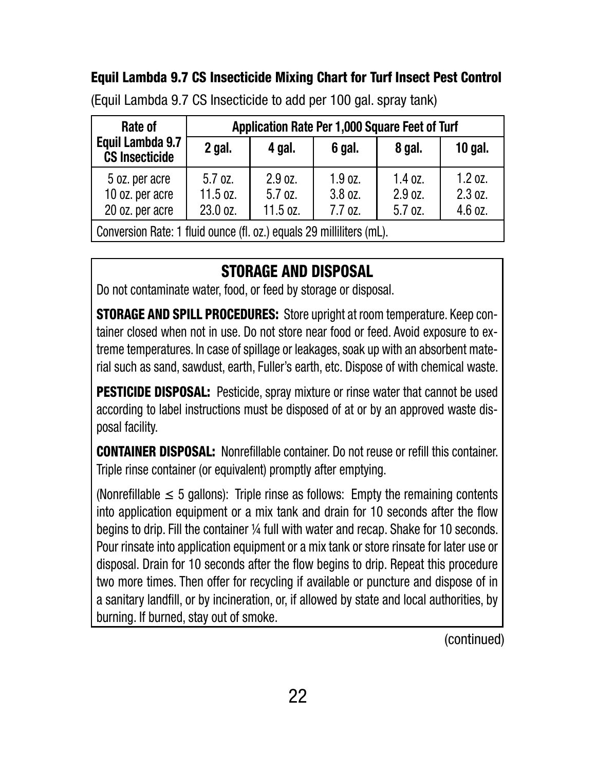### Equil Lambda 9.7 CS Insecticide Mixing Chart for Turf Insect Pest Control

(Equil Lambda 9.7 CS Insecticide to add per 100 gal. spray tank)

| Rate of Equil Lambda 9.7 CS Insecticide | Application Rate Per 1,000 Square Feet of Turf | | | | |
|---|---|---|---|---|---|
| | 2 gal. | 4 gal. | 6 gal. | 8 gal. | 10 gal. |
| 5 oz. per acre | 5.7 oz. | 2.9 oz. | 1.9 oz. | 1.4 oz. | 1.2 oz. |
| 10 oz. per acre | 11.5 oz. | 5.7 oz. | 3.8 oz. | 2.9 oz. | 2.3 oz. |
| 20 oz. per acre | 23.0 oz. | 11.5 oz. | 7.7 oz. | 5.7 oz. | 4.6 oz. |
| Conversion Rate: 1 fluid ounce (fl. oz.) equals 29 milliliters (mL). | | | | | |

## STORAGE AND DISPOSAL

Do not contaminate water, food, or feed by storage or disposal.

**STORAGE AND SPILL PROCEDURES:** Store upright at room temperature. Keep container closed when not in use. Do not store near food or feed. Avoid exposure to extreme temperatures. In case of spillage or leakages, soak up with an absorbent material such as sand, sawdust, earth, Fuller's earth, etc. Dispose of with chemical waste.

**PESTICIDE DISPOSAL:** Pesticide, spray mixture or rinse water that cannot be used according to label instructions must be disposed of at or by an approved waste disposal facility.

**CONTAINER DISPOSAL:** Nonrefillable container. Do not reuse or refill this container. Triple rinse container (or equivalent) promptly after emptying.

(Nonrefillable ≤ 5 gallons): Triple rinse as follows: Empty the remaining contents into application equipment or a mix tank and drain for 10 seconds after the flow begins to drip. Fill the container ¼ full with water and recap. Shake for 10 seconds. Pour rinsate into application equipment or a mix tank or store rinsate for later use or disposal. Drain for 10 seconds after the flow begins to drip. Repeat this procedure two more times. Then offer for recycling if available or puncture and dispose of in a sanitary landfill, or by incineration, or, if allowed by state and local authorities, by burning. If burned, stay out of smoke.

(continued)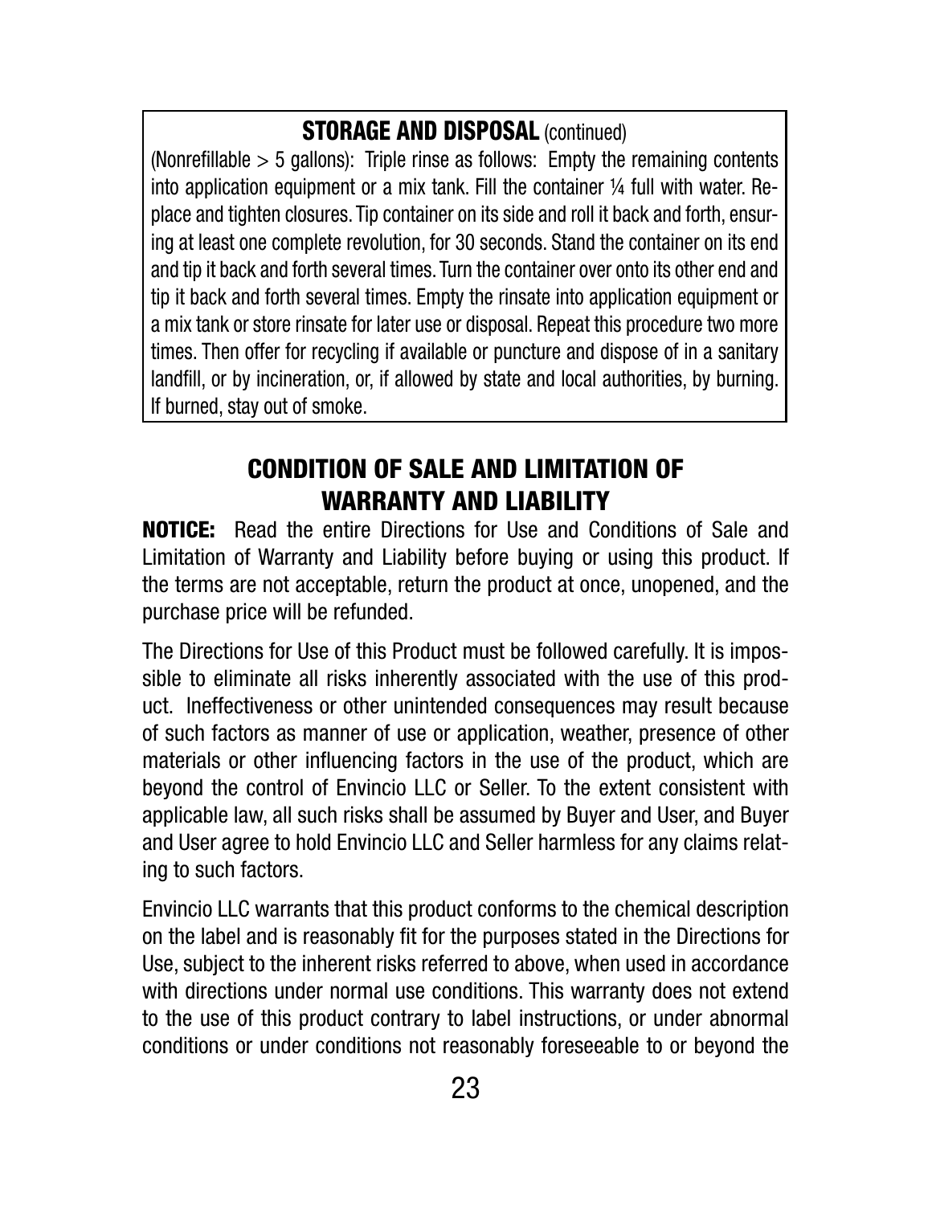## STORAGE AND DISPOSAL (continued)

(Nonrefillable > 5 gallons): Triple rinse as follows: Empty the remaining contents into application equipment or a mix tank. Fill the container ¼ full with water. Replace and tighten closures. Tip container on its side and roll it back and forth, ensuring at least one complete revolution, for 30 seconds. Stand the container on its end and tip it back and forth several times. Turn the container over onto its other end and tip it back and forth several times. Empty the rinsate into application equipment or a mix tank or store rinsate for later use or disposal. Repeat this procedure two more times. Then offer for recycling if available or puncture and dispose of in a sanitary landfill, or by incineration, or, if allowed by state and local authorities, by burning. If burned, stay out of smoke.

## CONDITION OF SALE AND LIMITATION OF WARRANTY AND LIABILITY

**NOTICE:** Read the entire Directions for Use and Conditions of Sale and Limitation of Warranty and Liability before buying or using this product. If the terms are not acceptable, return the product at once, unopened, and the purchase price will be refunded.

The Directions for Use of this Product must be followed carefully. It is impossible to eliminate all risks inherently associated with the use of this product. Ineffectiveness or other unintended consequences may result because of such factors as manner of use or application, weather, presence of other materials or other influencing factors in the use of the product, which are beyond the control of Envincio LLC or Seller. To the extent consistent with applicable law, all such risks shall be assumed by Buyer and User, and Buyer and User agree to hold Envincio LLC and Seller harmless for any claims relating to such factors.

Envincio LLC warrants that this product conforms to the chemical description on the label and is reasonably fit for the purposes stated in the Directions for Use, subject to the inherent risks referred to above, when used in accordance with directions under normal use conditions. This warranty does not extend to the use of this product contrary to label instructions, or under abnormal conditions or under conditions not reasonably foreseeable to or beyond the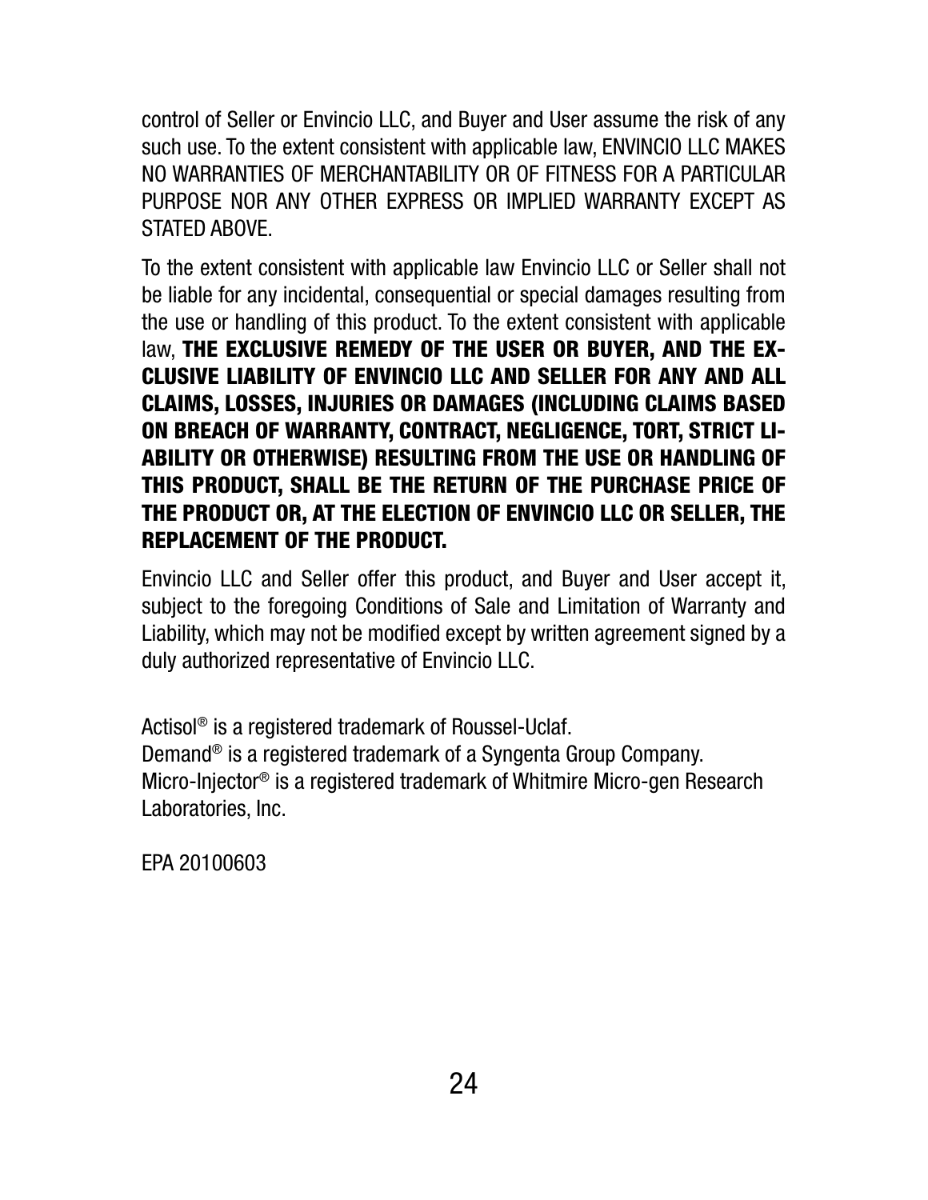control of Seller or Envincio LLC, and Buyer and User assume the risk of any such use. To the extent consistent with applicable law, ENVINCIO LLC MAKES NO WARRANTIES OF MERCHANTABILITY OR OF FITNESS FOR A PARTICULAR PURPOSE NOR ANY OTHER EXPRESS OR IMPLIED WARRANTY EXCEPT AS STATED ABOVE.

To the extent consistent with applicable law Envincio LLC or Seller shall not be liable for any incidental, consequential or special damages resulting from the use or handling of this product. To the extent consistent with applicable law, **THE EXCLUSIVE REMEDY OF THE USER OR BUYER, AND THE EXCLUSIVE LIABILITY OF ENVINCIO LLC AND SELLER FOR ANY AND ALL CLAIMS, LOSSES, INJURIES OR DAMAGES (INCLUDING CLAIMS BASED ON BREACH OF WARRANTY, CONTRACT, NEGLIGENCE, TORT, STRICT LIABILITY OR OTHERWISE) RESULTING FROM THE USE OR HANDLING OF THIS PRODUCT, SHALL BE THE RETURN OF THE PURCHASE PRICE OF THE PRODUCT OR, AT THE ELECTION OF ENVINCIO LLC OR SELLER, THE REPLACEMENT OF THE PRODUCT.**

Envincio LLC and Seller offer this product, and Buyer and User accept it, subject to the foregoing Conditions of Sale and Limitation of Warranty and Liability, which may not be modified except by written agreement signed by a duly authorized representative of Envincio LLC.

Actisol® is a registered trademark of Roussel-Uclaf.
Demand® is a registered trademark of a Syngenta Group Company.
Micro-Injector® is a registered trademark of Whitmire Micro-gen Research Laboratories, Inc.

EPA 20100603